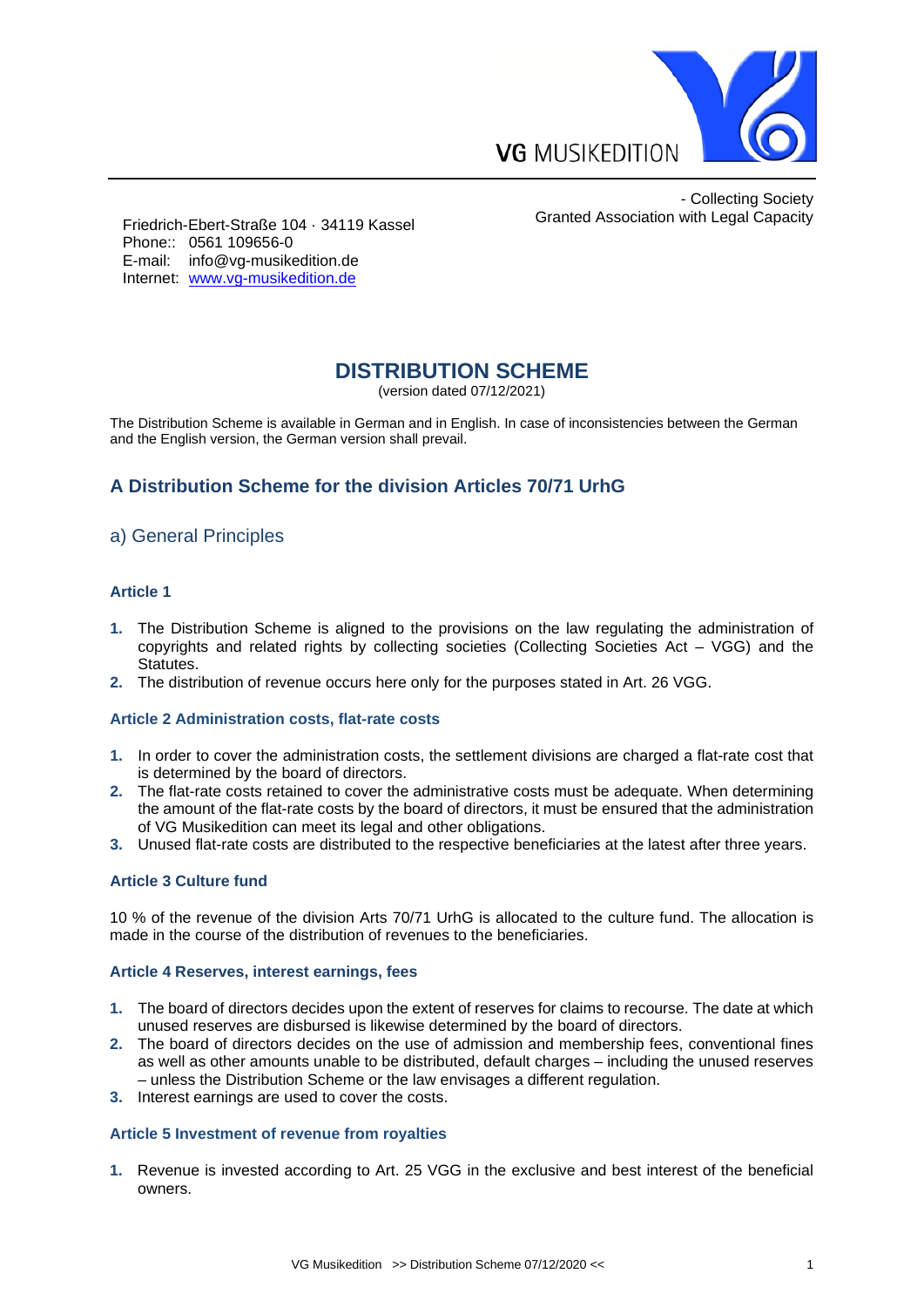VG MUSIKEDITION

- Collecting Society
Granted Association with Legal Capacity

Friedrich-Ebert-Straße 104 · 34119 Kassel
Phone:: 0561 109656-0
E-mail: info@vg-musikedition.de
Internet: www.vg-musikedition.de

# DISTRIBUTION SCHEME

(version dated 07/12/2021)

The Distribution Scheme is available in German and in English. In case of inconsistencies between the German and the English version, the German version shall prevail.

## A Distribution Scheme for the division Articles 70/71 UrhG

### a) General Principles

#### Article 1

1. The Distribution Scheme is aligned to the provisions on the law regulating the administration of copyrights and related rights by collecting societies (Collecting Societies Act – VGG) and the Statutes.
2. The distribution of revenue occurs here only for the purposes stated in Art. 26 VGG.

#### Article 2 Administration costs, flat-rate costs

1. In order to cover the administration costs, the settlement divisions are charged a flat-rate cost that is determined by the board of directors.
2. The flat-rate costs retained to cover the administrative costs must be adequate. When determining the amount of the flat-rate costs by the board of directors, it must be ensured that the administration of VG Musikedition can meet its legal and other obligations.
3. Unused flat-rate costs are distributed to the respective beneficiaries at the latest after three years.

#### Article 3 Culture fund

10 % of the revenue of the division Arts 70/71 UrhG is allocated to the culture fund. The allocation is made in the course of the distribution of revenues to the beneficiaries.

#### Article 4 Reserves, interest earnings, fees

1. The board of directors decides upon the extent of reserves for claims to recourse. The date at which unused reserves are disbursed is likewise determined by the board of directors.
2. The board of directors decides on the use of admission and membership fees, conventional fines as well as other amounts unable to be distributed, default charges – including the unused reserves – unless the Distribution Scheme or the law envisages a different regulation.
3. Interest earnings are used to cover the costs.

#### Article 5 Investment of revenue from royalties

1. Revenue is invested according to Art. 25 VGG in the exclusive and best interest of the beneficial owners.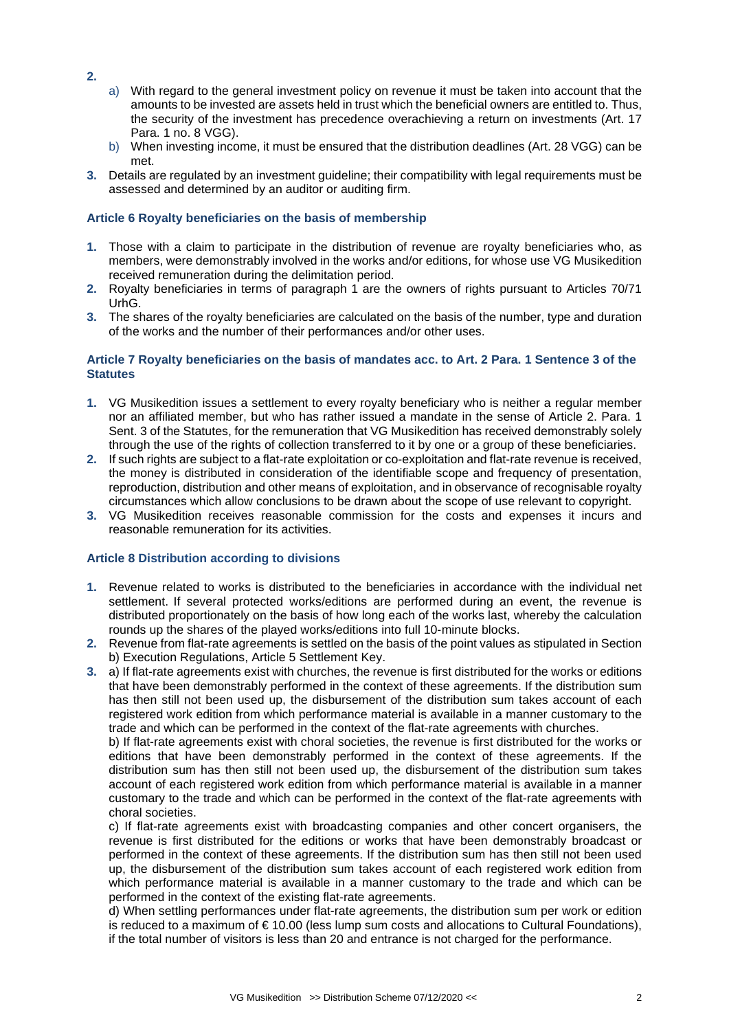**2.**

a) With regard to the general investment policy on revenue it must be taken into account that the amounts to be invested are assets held in trust which the beneficial owners are entitled to. Thus, the security of the investment has precedence overachieving a return on investments (Art. 17 Para. 1 no. 8 VGG).

b) When investing income, it must be ensured that the distribution deadlines (Art. 28 VGG) can be met.

**3.** Details are regulated by an investment guideline; their compatibility with legal requirements must be assessed and determined by an auditor or auditing firm.

### Article 6 Royalty beneficiaries on the basis of membership

**1.** Those with a claim to participate in the distribution of revenue are royalty beneficiaries who, as members, were demonstrably involved in the works and/or editions, for whose use VG Musikedition received remuneration during the delimitation period.

**2.** Royalty beneficiaries in terms of paragraph 1 are the owners of rights pursuant to Articles 70/71 UrhG.

**3.** The shares of the royalty beneficiaries are calculated on the basis of the number, type and duration of the works and the number of their performances and/or other uses.

### Article 7 Royalty beneficiaries on the basis of mandates acc. to Art. 2 Para. 1 Sentence 3 of the Statutes

**1.** VG Musikedition issues a settlement to every royalty beneficiary who is neither a regular member nor an affiliated member, but who has rather issued a mandate in the sense of Article 2. Para. 1 Sent. 3 of the Statutes, for the remuneration that VG Musikedition has received demonstrably solely through the use of the rights of collection transferred to it by one or a group of these beneficiaries.

**2.** If such rights are subject to a flat-rate exploitation or co-exploitation and flat-rate revenue is received, the money is distributed in consideration of the identifiable scope and frequency of presentation, reproduction, distribution and other means of exploitation, and in observance of recognisable royalty circumstances which allow conclusions to be drawn about the scope of use relevant to copyright.

**3.** VG Musikedition receives reasonable commission for the costs and expenses it incurs and reasonable remuneration for its activities.

### Article 8 Distribution according to divisions

**1.** Revenue related to works is distributed to the beneficiaries in accordance with the individual net settlement. If several protected works/editions are performed during an event, the revenue is distributed proportionately on the basis of how long each of the works last, whereby the calculation rounds up the shares of the played works/editions into full 10-minute blocks.

**2.** Revenue from flat-rate agreements is settled on the basis of the point values as stipulated in Section b) Execution Regulations, Article 5 Settlement Key.

**3.** a) If flat-rate agreements exist with churches, the revenue is first distributed for the works or editions that have been demonstrably performed in the context of these agreements. If the distribution sum has then still not been used up, the disbursement of the distribution sum takes account of each registered work edition from which performance material is available in a manner customary to the trade and which can be performed in the context of the flat-rate agreements with churches.

b) If flat-rate agreements exist with choral societies, the revenue is first distributed for the works or editions that have been demonstrably performed in the context of these agreements. If the distribution sum has then still not been used up, the disbursement of the distribution sum takes account of each registered work edition from which performance material is available in a manner customary to the trade and which can be performed in the context of the flat-rate agreements with choral societies.

c) If flat-rate agreements exist with broadcasting companies and other concert organisers, the revenue is first distributed for the editions or works that have been demonstrably broadcast or performed in the context of these agreements. If the distribution sum has then still not been used up, the disbursement of the distribution sum takes account of each registered work edition from which performance material is available in a manner customary to the trade and which can be performed in the context of the existing flat-rate agreements.

d) When settling performances under flat-rate agreements, the distribution sum per work or edition is reduced to a maximum of € 10.00 (less lump sum costs and allocations to Cultural Foundations), if the total number of visitors is less than 20 and entrance is not charged for the performance.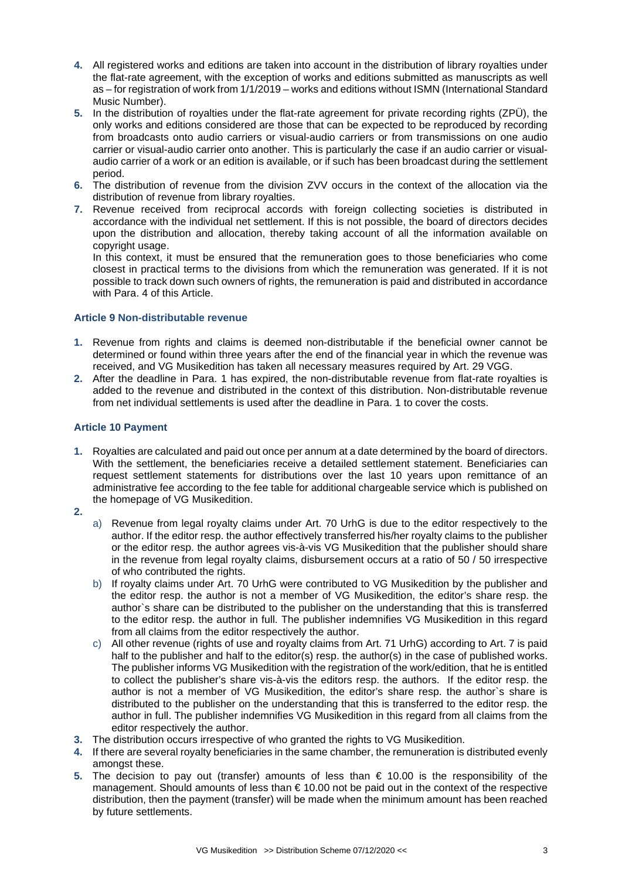4. All registered works and editions are taken into account in the distribution of library royalties under the flat-rate agreement, with the exception of works and editions submitted as manuscripts as well as – for registration of work from 1/1/2019 – works and editions without ISMN (International Standard Music Number).
5. In the distribution of royalties under the flat-rate agreement for private recording rights (ZPÜ), the only works and editions considered are those that can be expected to be reproduced by recording from broadcasts onto audio carriers or visual-audio carriers or from transmissions on one audio carrier or visual-audio carrier onto another. This is particularly the case if an audio carrier or visual-audio carrier of a work or an edition is available, or if such has been broadcast during the settlement period.
6. The distribution of revenue from the division ZVV occurs in the context of the allocation via the distribution of revenue from library royalties.
7. Revenue received from reciprocal accords with foreign collecting societies is distributed in accordance with the individual net settlement. If this is not possible, the board of directors decides upon the distribution and allocation, thereby taking account of all the information available on copyright usage.
   In this context, it must be ensured that the remuneration goes to those beneficiaries who come closest in practical terms to the divisions from which the remuneration was generated. If it is not possible to track down such owners of rights, the remuneration is paid and distributed in accordance with Para. 4 of this Article.

### Article 9 Non-distributable revenue

1. Revenue from rights and claims is deemed non-distributable if the beneficial owner cannot be determined or found within three years after the end of the financial year in which the revenue was received, and VG Musikedition has taken all necessary measures required by Art. 29 VGG.
2. After the deadline in Para. 1 has expired, the non-distributable revenue from flat-rate royalties is added to the revenue and distributed in the context of this distribution. Non-distributable revenue from net individual settlements is used after the deadline in Para. 1 to cover the costs.

### Article 10 Payment

1. Royalties are calculated and paid out once per annum at a date determined by the board of directors. With the settlement, the beneficiaries receive a detailed settlement statement. Beneficiaries can request settlement statements for distributions over the last 10 years upon remittance of an administrative fee according to the fee table for additional chargeable service which is published on the homepage of VG Musikedition.
2. 
   a) Revenue from legal royalty claims under Art. 70 UrhG is due to the editor respectively to the author. If the editor resp. the author effectively transferred his/her royalty claims to the publisher or the editor resp. the author agrees vis-à-vis VG Musikedition that the publisher should share in the revenue from legal royalty claims, disbursement occurs at a ratio of 50 / 50 irrespective of who contributed the rights.
   b) If royalty claims under Art. 70 UrhG were contributed to VG Musikedition by the publisher and the editor resp. the author is not a member of VG Musikedition, the editor's share resp. the author`s share can be distributed to the publisher on the understanding that this is transferred to the editor resp. the author in full. The publisher indemnifies VG Musikedition in this regard from all claims from the editor respectively the author.
   c) All other revenue (rights of use and royalty claims from Art. 71 UrhG) according to Art. 7 is paid half to the publisher and half to the editor(s) resp. the author(s) in the case of published works. The publisher informs VG Musikedition with the registration of the work/edition, that he is entitled to collect the publisher's share vis-à-vis the editors resp. the authors. If the editor resp. the author is not a member of VG Musikedition, the editor's share resp. the author`s share is distributed to the publisher on the understanding that this is transferred to the editor resp. the author in full. The publisher indemnifies VG Musikedition in this regard from all claims from the editor respectively the author.
3. The distribution occurs irrespective of who granted the rights to VG Musikedition.
4. If there are several royalty beneficiaries in the same chamber, the remuneration is distributed evenly amongst these.
5. The decision to pay out (transfer) amounts of less than € 10.00 is the responsibility of the management. Should amounts of less than € 10.00 not be paid out in the context of the respective distribution, then the payment (transfer) will be made when the minimum amount has been reached by future settlements.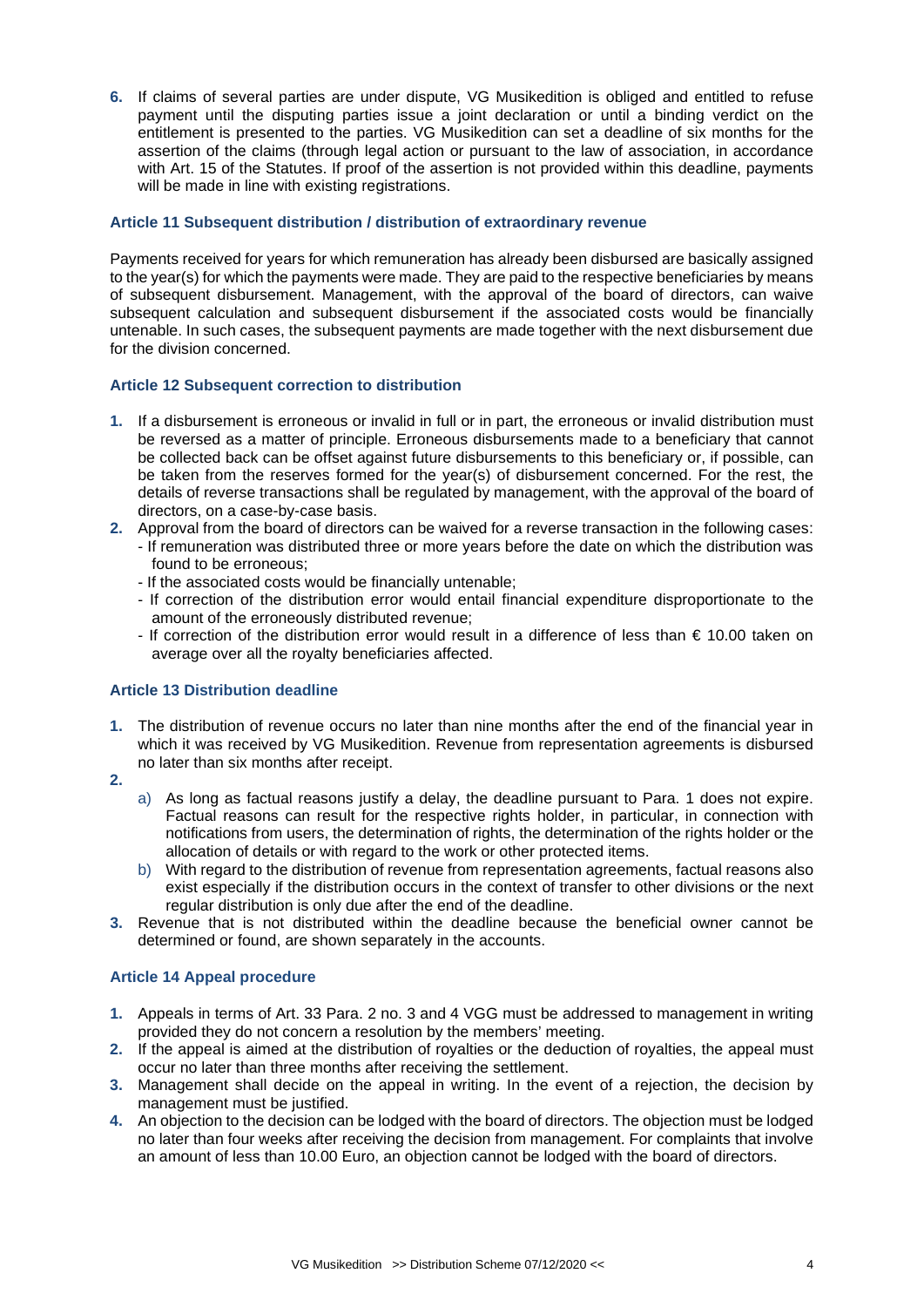6. If claims of several parties are under dispute, VG Musikedition is obliged and entitled to refuse payment until the disputing parties issue a joint declaration or until a binding verdict on the entitlement is presented to the parties. VG Musikedition can set a deadline of six months for the assertion of the claims (through legal action or pursuant to the law of association, in accordance with Art. 15 of the Statutes. If proof of the assertion is not provided within this deadline, payments will be made in line with existing registrations.

### Article 11 Subsequent distribution / distribution of extraordinary revenue

Payments received for years for which remuneration has already been disbursed are basically assigned to the year(s) for which the payments were made. They are paid to the respective beneficiaries by means of subsequent disbursement. Management, with the approval of the board of directors, can waive subsequent calculation and subsequent disbursement if the associated costs would be financially untenable. In such cases, the subsequent payments are made together with the next disbursement due for the division concerned.

### Article 12 Subsequent correction to distribution

1. If a disbursement is erroneous or invalid in full or in part, the erroneous or invalid distribution must be reversed as a matter of principle. Erroneous disbursements made to a beneficiary that cannot be collected back can be offset against future disbursements to this beneficiary or, if possible, can be taken from the reserves formed for the year(s) of disbursement concerned. For the rest, the details of reverse transactions shall be regulated by management, with the approval of the board of directors, on a case-by-case basis.
2. Approval from the board of directors can be waived for a reverse transaction in the following cases:
   - If remuneration was distributed three or more years before the date on which the distribution was found to be erroneous;
   - If the associated costs would be financially untenable;
   - If correction of the distribution error would entail financial expenditure disproportionate to the amount of the erroneously distributed revenue;
   - If correction of the distribution error would result in a difference of less than € 10.00 taken on average over all the royalty beneficiaries affected.

### Article 13 Distribution deadline

1. The distribution of revenue occurs no later than nine months after the end of the financial year in which it was received by VG Musikedition. Revenue from representation agreements is disbursed no later than six months after receipt.
2.
   a) As long as factual reasons justify a delay, the deadline pursuant to Para. 1 does not expire. Factual reasons can result for the respective rights holder, in particular, in connection with notifications from users, the determination of rights, the determination of the rights holder or the allocation of details or with regard to the work or other protected items.
   b) With regard to the distribution of revenue from representation agreements, factual reasons also exist especially if the distribution occurs in the context of transfer to other divisions or the next regular distribution is only due after the end of the deadline.
3. Revenue that is not distributed within the deadline because the beneficial owner cannot be determined or found, are shown separately in the accounts.

### Article 14 Appeal procedure

1. Appeals in terms of Art. 33 Para. 2 no. 3 and 4 VGG must be addressed to management in writing provided they do not concern a resolution by the members' meeting.
2. If the appeal is aimed at the distribution of royalties or the deduction of royalties, the appeal must occur no later than three months after receiving the settlement.
3. Management shall decide on the appeal in writing. In the event of a rejection, the decision by management must be justified.
4. An objection to the decision can be lodged with the board of directors. The objection must be lodged no later than four weeks after receiving the decision from management. For complaints that involve an amount of less than 10.00 Euro, an objection cannot be lodged with the board of directors.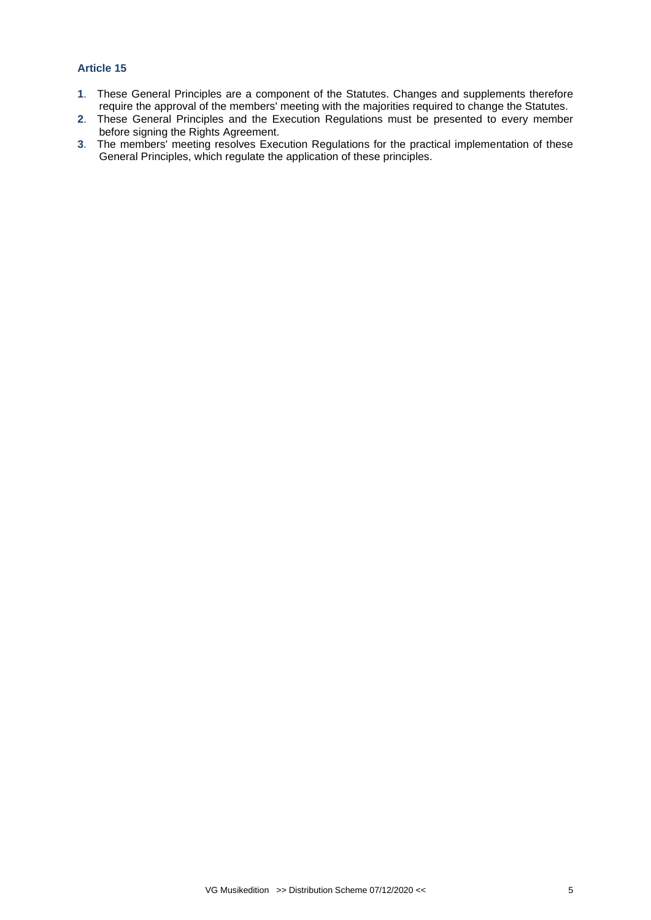### Article 15

**1**. These General Principles are a component of the Statutes. Changes and supplements therefore require the approval of the members' meeting with the majorities required to change the Statutes.

**2**. These General Principles and the Execution Regulations must be presented to every member before signing the Rights Agreement.

**3**. The members' meeting resolves Execution Regulations for the practical implementation of these General Principles, which regulate the application of these principles.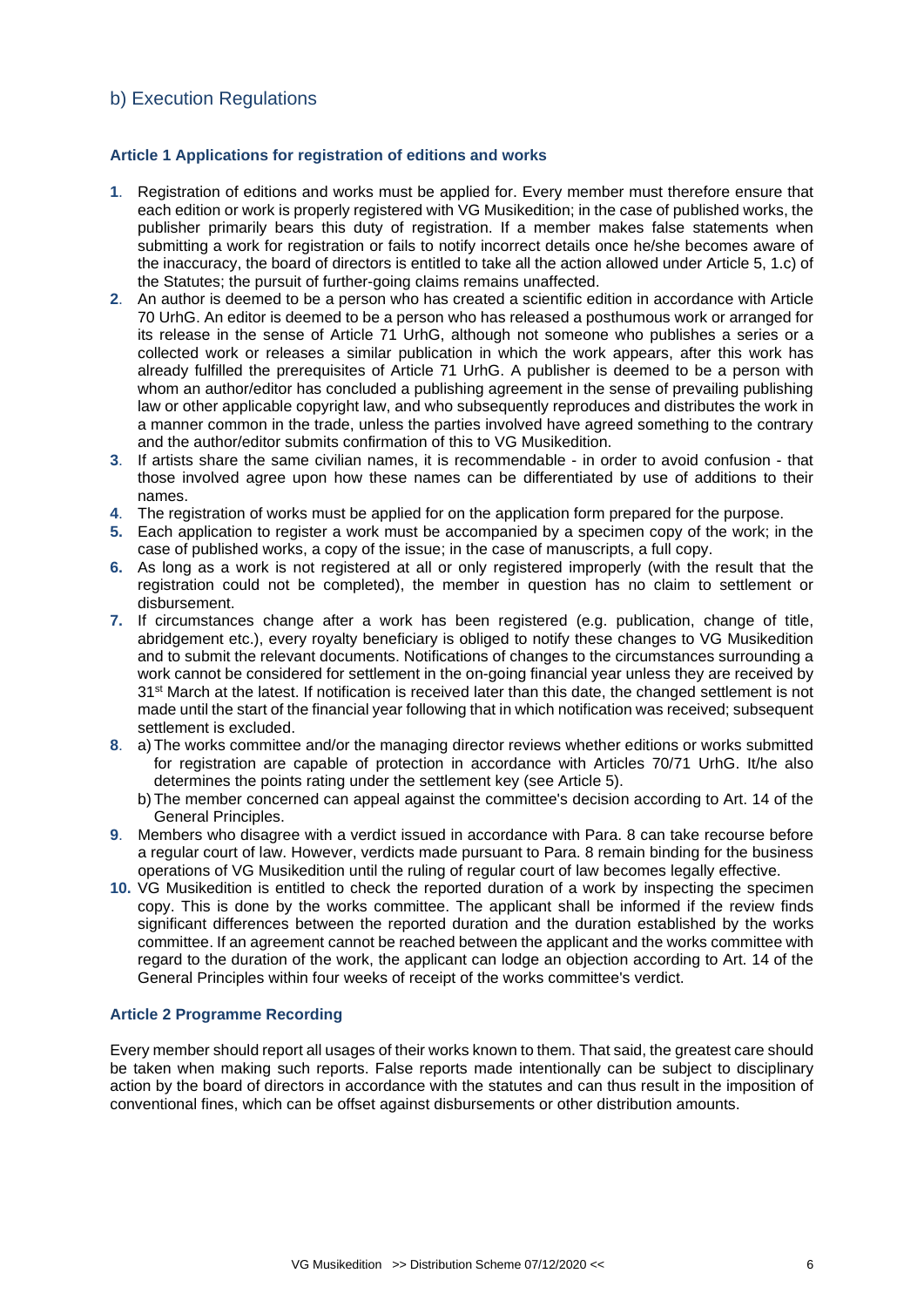## b) Execution Regulations

### Article 1 Applications for registration of editions and works

1. Registration of editions and works must be applied for. Every member must therefore ensure that each edition or work is properly registered with VG Musikedition; in the case of published works, the publisher primarily bears this duty of registration. If a member makes false statements when submitting a work for registration or fails to notify incorrect details once he/she becomes aware of the inaccuracy, the board of directors is entitled to take all the action allowed under Article 5, 1.c) of the Statutes; the pursuit of further-going claims remains unaffected.
2. An author is deemed to be a person who has created a scientific edition in accordance with Article 70 UrhG. An editor is deemed to be a person who has released a posthumous work or arranged for its release in the sense of Article 71 UrhG, although not someone who publishes a series or a collected work or releases a similar publication in which the work appears, after this work has already fulfilled the prerequisites of Article 71 UrhG. A publisher is deemed to be a person with whom an author/editor has concluded a publishing agreement in the sense of prevailing publishing law or other applicable copyright law, and who subsequently reproduces and distributes the work in a manner common in the trade, unless the parties involved have agreed something to the contrary and the author/editor submits confirmation of this to VG Musikedition.
3. If artists share the same civilian names, it is recommendable - in order to avoid confusion - that those involved agree upon how these names can be differentiated by use of additions to their names.
4. The registration of works must be applied for on the application form prepared for the purpose.
5. Each application to register a work must be accompanied by a specimen copy of the work; in the case of published works, a copy of the issue; in the case of manuscripts, a full copy.
6. As long as a work is not registered at all or only registered improperly (with the result that the registration could not be completed), the member in question has no claim to settlement or disbursement.
7. If circumstances change after a work has been registered (e.g. publication, change of title, abridgement etc.), every royalty beneficiary is obliged to notify these changes to VG Musikedition and to submit the relevant documents. Notifications of changes to the circumstances surrounding a work cannot be considered for settlement in the on-going financial year unless they are received by 31st March at the latest. If notification is received later than this date, the changed settlement is not made until the start of the financial year following that in which notification was received; subsequent settlement is excluded.
8. a) The works committee and/or the managing director reviews whether editions or works submitted for registration are capable of protection in accordance with Articles 70/71 UrhG. It/he also determines the points rating under the settlement key (see Article 5).
   b) The member concerned can appeal against the committee's decision according to Art. 14 of the General Principles.
9. Members who disagree with a verdict issued in accordance with Para. 8 can take recourse before a regular court of law. However, verdicts made pursuant to Para. 8 remain binding for the business operations of VG Musikedition until the ruling of regular court of law becomes legally effective.
10. VG Musikedition is entitled to check the reported duration of a work by inspecting the specimen copy. This is done by the works committee. The applicant shall be informed if the review finds significant differences between the reported duration and the duration established by the works committee. If an agreement cannot be reached between the applicant and the works committee with regard to the duration of the work, the applicant can lodge an objection according to Art. 14 of the General Principles within four weeks of receipt of the works committee's verdict.

### Article 2 Programme Recording

Every member should report all usages of their works known to them. That said, the greatest care should be taken when making such reports. False reports made intentionally can be subject to disciplinary action by the board of directors in accordance with the statutes and can thus result in the imposition of conventional fines, which can be offset against disbursements or other distribution amounts.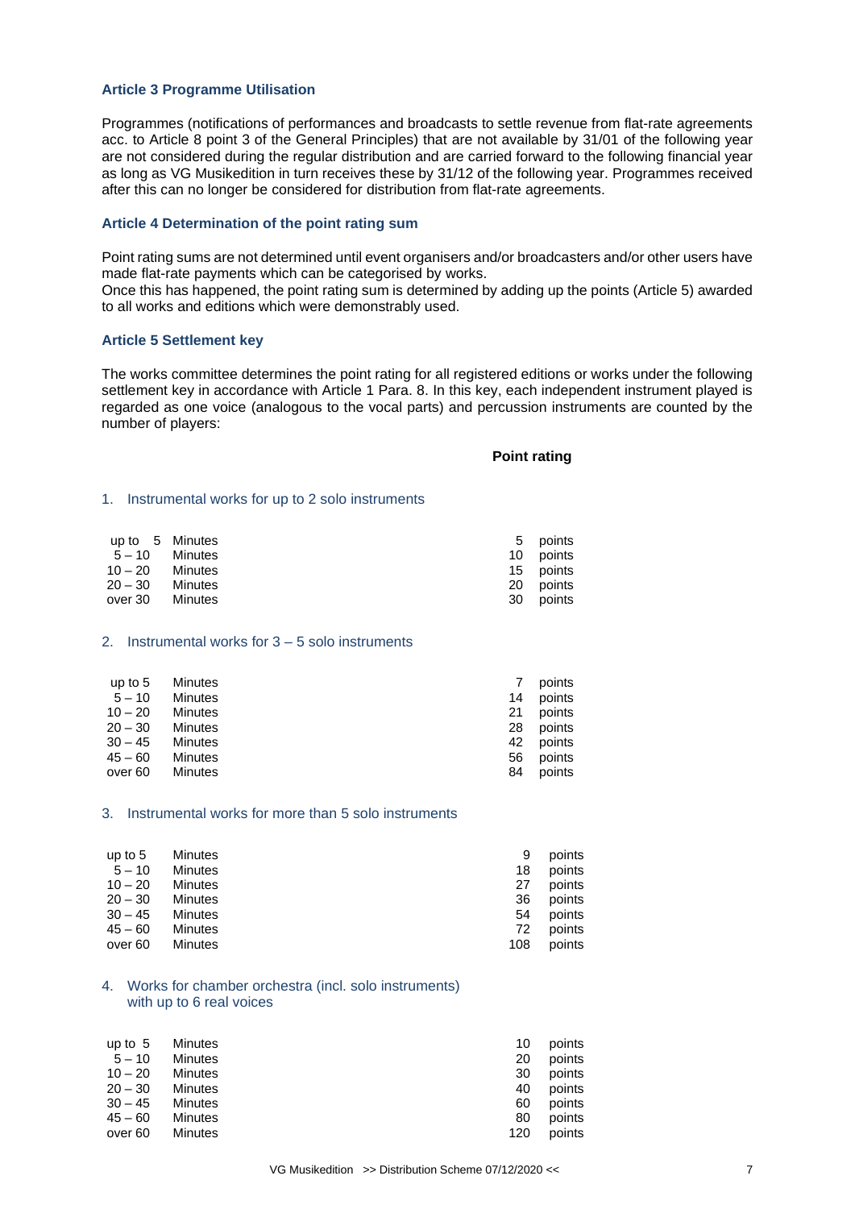### Article 3 Programme Utilisation

Programmes (notifications of performances and broadcasts to settle revenue from flat-rate agreements acc. to Article 8 point 3 of the General Principles) that are not available by 31/01 of the following year are not considered during the regular distribution and are carried forward to the following financial year as long as VG Musikedition in turn receives these by 31/12 of the following year. Programmes received after this can no longer be considered for distribution from flat-rate agreements.

### Article 4 Determination of the point rating sum

Point rating sums are not determined until event organisers and/or broadcasters and/or other users have made flat-rate payments which can be categorised by works.
Once this has happened, the point rating sum is determined by adding up the points (Article 5) awarded to all works and editions which were demonstrably used.

### Article 5 Settlement key

The works committee determines the point rating for all registered editions or works under the following settlement key in accordance with Article 1 Para. 8. In this key, each independent instrument played is regarded as one voice (analogous to the vocal parts) and percussion instruments are counted by the number of players:

**Point rating**

1. Instrumental works for up to 2 solo instruments

| Duration | Point rating |
|---|---|
| up to 5 Minutes | 5 points |
| 5 – 10 Minutes | 10 points |
| 10 – 20 Minutes | 15 points |
| 20 – 30 Minutes | 20 points |
| over 30 Minutes | 30 points |

2. Instrumental works for 3 – 5 solo instruments

| Duration | Point rating |
|---|---|
| up to 5 Minutes | 7 points |
| 5 – 10 Minutes | 14 points |
| 10 – 20 Minutes | 21 points |
| 20 – 30 Minutes | 28 points |
| 30 – 45 Minutes | 42 points |
| 45 – 60 Minutes | 56 points |
| over 60 Minutes | 84 points |

3. Instrumental works for more than 5 solo instruments

| Duration | Point rating |
|---|---|
| up to 5 Minutes | 9 points |
| 5 – 10 Minutes | 18 points |
| 10 – 20 Minutes | 27 points |
| 20 – 30 Minutes | 36 points |
| 30 – 45 Minutes | 54 points |
| 45 – 60 Minutes | 72 points |
| over 60 Minutes | 108 points |

4. Works for chamber orchestra (incl. solo instruments) with up to 6 real voices

| Duration | Point rating |
|---|---|
| up to 5 Minutes | 10 points |
| 5 – 10 Minutes | 20 points |
| 10 – 20 Minutes | 30 points |
| 20 – 30 Minutes | 40 points |
| 30 – 45 Minutes | 60 points |
| 45 – 60 Minutes | 80 points |
| over 60 Minutes | 120 points |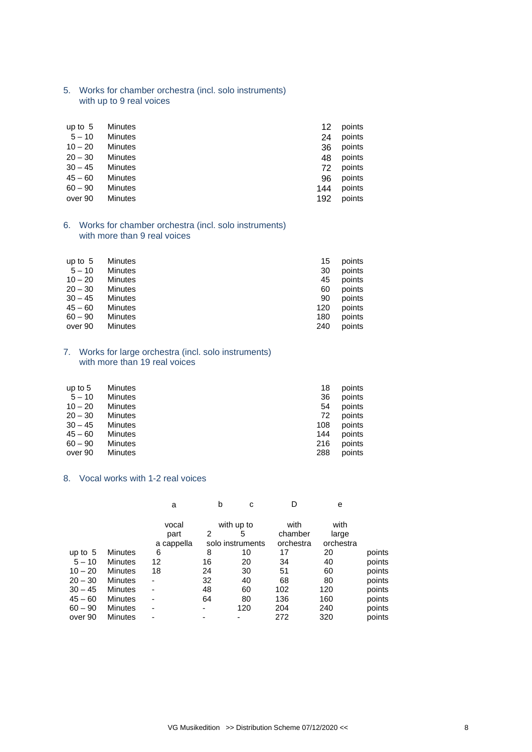## 5. Works for chamber orchestra (incl. solo instruments) with up to 9 real voices

| | | | |
|---|---|---|---|
| up to 5 | Minutes | 12 | points |
| 5 – 10 | Minutes | 24 | points |
| 10 – 20 | Minutes | 36 | points |
| 20 – 30 | Minutes | 48 | points |
| 30 – 45 | Minutes | 72 | points |
| 45 – 60 | Minutes | 96 | points |
| 60 – 90 | Minutes | 144 | points |
| over 90 | Minutes | 192 | points |

## 6. Works for chamber orchestra (incl. solo instruments) with more than 9 real voices

| | | | |
|---|---|---|---|
| up to 5 | Minutes | 15 | points |
| 5 – 10 | Minutes | 30 | points |
| 10 – 20 | Minutes | 45 | points |
| 20 – 30 | Minutes | 60 | points |
| 30 – 45 | Minutes | 90 | points |
| 45 – 60 | Minutes | 120 | points |
| 60 – 90 | Minutes | 180 | points |
| over 90 | Minutes | 240 | points |

## 7. Works for large orchestra (incl. solo instruments) with more than 19 real voices

| | | | |
|---|---|---|---|
| up to 5 | Minutes | 18 | points |
| 5 – 10 | Minutes | 36 | points |
| 10 – 20 | Minutes | 54 | points |
| 20 – 30 | Minutes | 72 | points |
| 30 – 45 | Minutes | 108 | points |
| 45 – 60 | Minutes | 144 | points |
| 60 – 90 | Minutes | 216 | points |
| over 90 | Minutes | 288 | points |

## 8. Vocal works with 1-2 real voices

| | | a | b | c | D | e | |
|---|---|---|---|---|---|---|---|
| | | vocal part a cappella | with up to 2 solo instruments | with up to 5 solo instruments | with chamber orchestra | with large orchestra | |
| up to 5 | Minutes | 6 | 8 | 10 | 17 | 20 | points |
| 5 – 10 | Minutes | 12 | 16 | 20 | 34 | 40 | points |
| 10 – 20 | Minutes | 18 | 24 | 30 | 51 | 60 | points |
| 20 – 30 | Minutes | - | 32 | 40 | 68 | 80 | points |
| 30 – 45 | Minutes | - | 48 | 60 | 102 | 120 | points |
| 45 – 60 | Minutes | - | 64 | 80 | 136 | 160 | points |
| 60 – 90 | Minutes | - | - | 120 | 204 | 240 | points |
| over 90 | Minutes | - | - | - | 272 | 320 | points |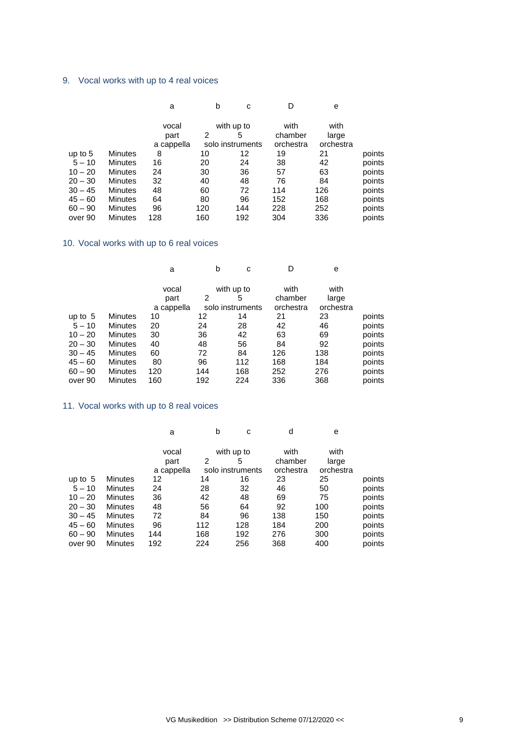## 9. Vocal works with up to 4 real voices

| | | a | b | c | D | e | |
|---|---|---|---|---|---|---|---|
| | | vocal part a cappella | with up to 2 | with up to 5 | with chamber orchestra | with large orchestra | |
| | | | solo instruments | | | | |
| up to 5 | Minutes | 8 | 10 | 12 | 19 | 21 | points |
| 5 – 10 | Minutes | 16 | 20 | 24 | 38 | 42 | points |
| 10 – 20 | Minutes | 24 | 30 | 36 | 57 | 63 | points |
| 20 – 30 | Minutes | 32 | 40 | 48 | 76 | 84 | points |
| 30 – 45 | Minutes | 48 | 60 | 72 | 114 | 126 | points |
| 45 – 60 | Minutes | 64 | 80 | 96 | 152 | 168 | points |
| 60 – 90 | Minutes | 96 | 120 | 144 | 228 | 252 | points |
| over 90 | Minutes | 128 | 160 | 192 | 304 | 336 | points |

## 10. Vocal works with up to 6 real voices

| | | a | b | c | D | e | |
|---|---|---|---|---|---|---|---|
| | | vocal part a cappella | with up to 2 | with up to 5 | with chamber orchestra | with large orchestra | |
| | | | solo instruments | | | | |
| up to 5 | Minutes | 10 | 12 | 14 | 21 | 23 | points |
| 5 – 10 | Minutes | 20 | 24 | 28 | 42 | 46 | points |
| 10 – 20 | Minutes | 30 | 36 | 42 | 63 | 69 | points |
| 20 – 30 | Minutes | 40 | 48 | 56 | 84 | 92 | points |
| 30 – 45 | Minutes | 60 | 72 | 84 | 126 | 138 | points |
| 45 – 60 | Minutes | 80 | 96 | 112 | 168 | 184 | points |
| 60 – 90 | Minutes | 120 | 144 | 168 | 252 | 276 | points |
| over 90 | Minutes | 160 | 192 | 224 | 336 | 368 | points |

## 11. Vocal works with up to 8 real voices

| | | a | b | c | d | e | |
|---|---|---|---|---|---|---|---|
| | | vocal part a cappella | with up to 2 | with up to 5 | with chamber orchestra | with large orchestra | |
| | | | solo instruments | | | | |
| up to 5 | Minutes | 12 | 14 | 16 | 23 | 25 | points |
| 5 – 10 | Minutes | 24 | 28 | 32 | 46 | 50 | points |
| 10 – 20 | Minutes | 36 | 42 | 48 | 69 | 75 | points |
| 20 – 30 | Minutes | 48 | 56 | 64 | 92 | 100 | points |
| 30 – 45 | Minutes | 72 | 84 | 96 | 138 | 150 | points |
| 45 – 60 | Minutes | 96 | 112 | 128 | 184 | 200 | points |
| 60 – 90 | Minutes | 144 | 168 | 192 | 276 | 300 | points |
| over 90 | Minutes | 192 | 224 | 256 | 368 | 400 | points |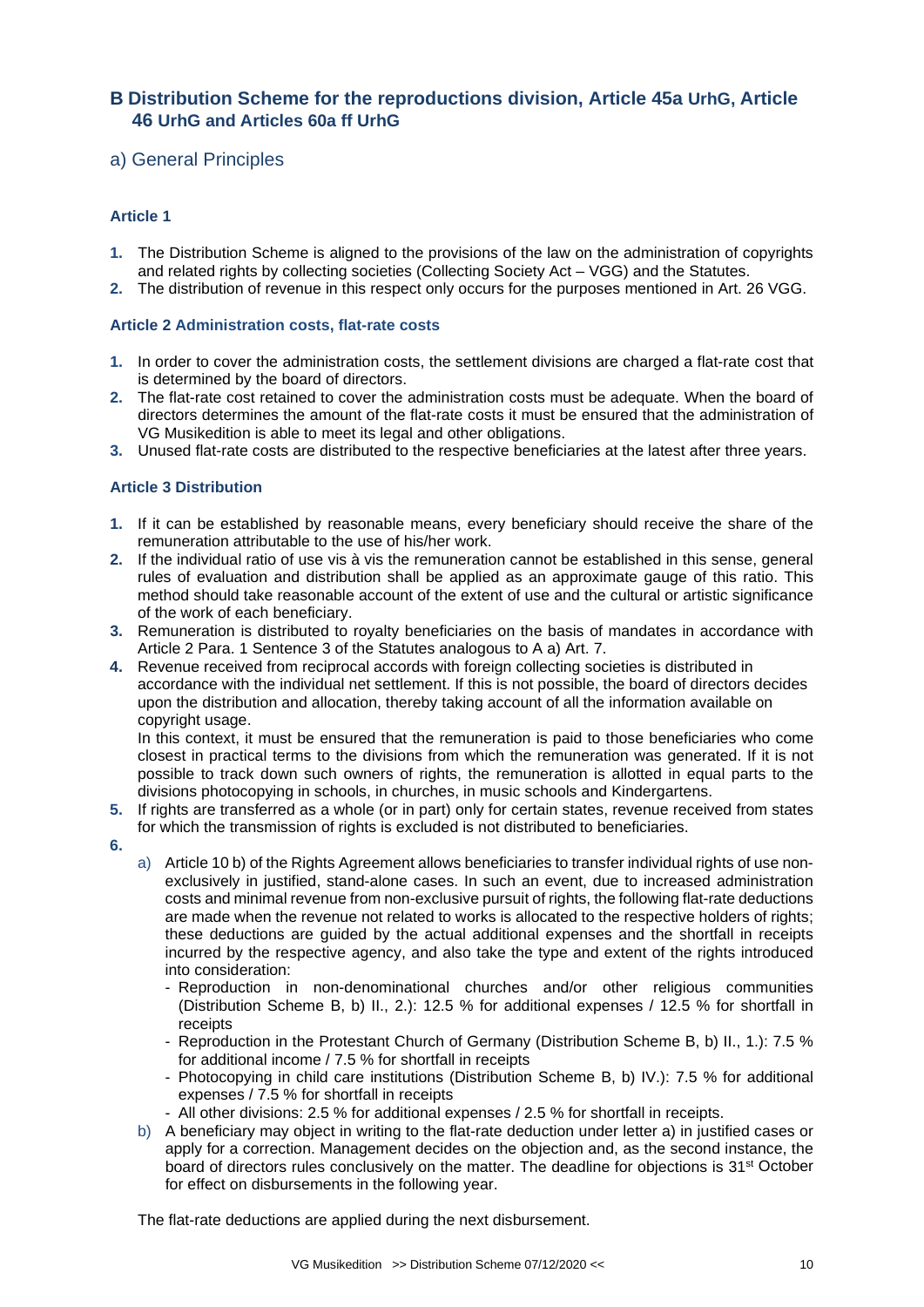# B Distribution Scheme for the reproductions division, Article 45a UrhG, Article 46 UrhG and Articles 60a ff UrhG

## a) General Principles

### Article 1

1. The Distribution Scheme is aligned to the provisions of the law on the administration of copyrights and related rights by collecting societies (Collecting Society Act – VGG) and the Statutes.
2. The distribution of revenue in this respect only occurs for the purposes mentioned in Art. 26 VGG.

### Article 2 Administration costs, flat-rate costs

1. In order to cover the administration costs, the settlement divisions are charged a flat-rate cost that is determined by the board of directors.
2. The flat-rate cost retained to cover the administration costs must be adequate. When the board of directors determines the amount of the flat-rate costs it must be ensured that the administration of VG Musikedition is able to meet its legal and other obligations.
3. Unused flat-rate costs are distributed to the respective beneficiaries at the latest after three years.

### Article 3 Distribution

1. If it can be established by reasonable means, every beneficiary should receive the share of the remuneration attributable to the use of his/her work.
2. If the individual ratio of use vis à vis the remuneration cannot be established in this sense, general rules of evaluation and distribution shall be applied as an approximate gauge of this ratio. This method should take reasonable account of the extent of use and the cultural or artistic significance of the work of each beneficiary.
3. Remuneration is distributed to royalty beneficiaries on the basis of mandates in accordance with Article 2 Para. 1 Sentence 3 of the Statutes analogous to A a) Art. 7.
4. Revenue received from reciprocal accords with foreign collecting societies is distributed in accordance with the individual net settlement. If this is not possible, the board of directors decides upon the distribution and allocation, thereby taking account of all the information available on copyright usage.

   In this context, it must be ensured that the remuneration is paid to those beneficiaries who come closest in practical terms to the divisions from which the remuneration was generated. If it is not possible to track down such owners of rights, the remuneration is allotted in equal parts to the divisions photocopying in schools, in churches, in music schools and Kindergartens.
5. If rights are transferred as a whole (or in part) only for certain states, revenue received from states for which the transmission of rights is excluded is not distributed to beneficiaries.
6.
   a) Article 10 b) of the Rights Agreement allows beneficiaries to transfer individual rights of use non-exclusively in justified, stand-alone cases. In such an event, due to increased administration costs and minimal revenue from non-exclusive pursuit of rights, the following flat-rate deductions are made when the revenue not related to works is allocated to the respective holders of rights; these deductions are guided by the actual additional expenses and the shortfall in receipts incurred by the respective agency, and also take the type and extent of the rights introduced into consideration:
      - Reproduction in non-denominational churches and/or other religious communities (Distribution Scheme B, b) II., 2.): 12.5 % for additional expenses / 12.5 % for shortfall in receipts
      - Reproduction in the Protestant Church of Germany (Distribution Scheme B, b) II., 1.): 7.5 % for additional income / 7.5 % for shortfall in receipts
      - Photocopying in child care institutions (Distribution Scheme B, b) IV.): 7.5 % for additional expenses / 7.5 % for shortfall in receipts
      - All other divisions: 2.5 % for additional expenses / 2.5 % for shortfall in receipts.

   b) A beneficiary may object in writing to the flat-rate deduction under letter a) in justified cases or apply for a correction. Management decides on the objection and, as the second instance, the board of directors rules conclusively on the matter. The deadline for objections is 31st October for effect on disbursements in the following year.

   The flat-rate deductions are applied during the next disbursement.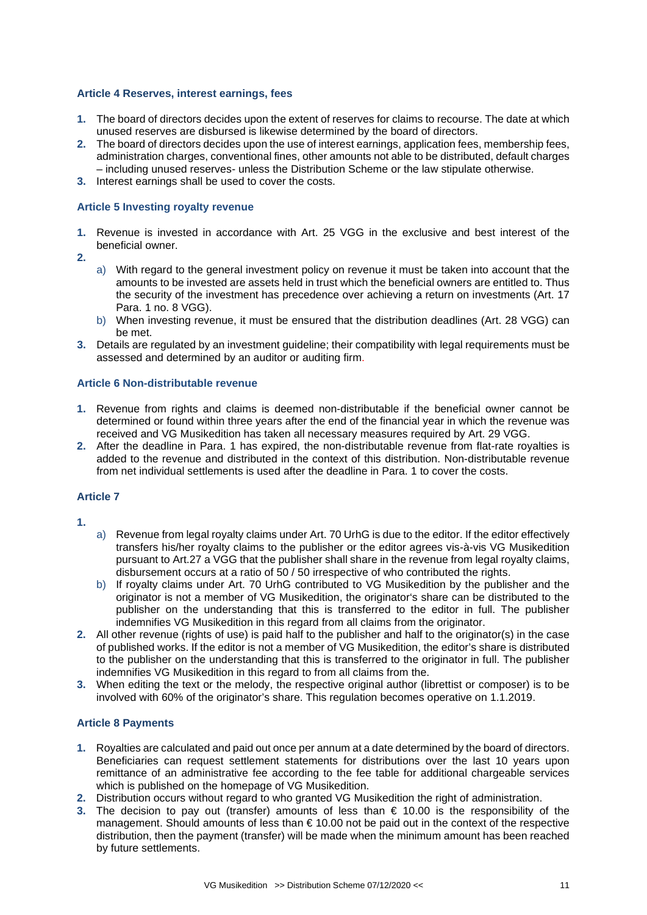### Article 4 Reserves, interest earnings, fees

1. The board of directors decides upon the extent of reserves for claims to recourse. The date at which unused reserves are disbursed is likewise determined by the board of directors.
2. The board of directors decides upon the use of interest earnings, application fees, membership fees, administration charges, conventional fines, other amounts not able to be distributed, default charges – including unused reserves- unless the Distribution Scheme or the law stipulate otherwise.
3. Interest earnings shall be used to cover the costs.

### Article 5 Investing royalty revenue

1. Revenue is invested in accordance with Art. 25 VGG in the exclusive and best interest of the beneficial owner.
2.
   a) With regard to the general investment policy on revenue it must be taken into account that the amounts to be invested are assets held in trust which the beneficial owners are entitled to. Thus the security of the investment has precedence over achieving a return on investments (Art. 17 Para. 1 no. 8 VGG).
   b) When investing revenue, it must be ensured that the distribution deadlines (Art. 28 VGG) can be met.
3. Details are regulated by an investment guideline; their compatibility with legal requirements must be assessed and determined by an auditor or auditing firm.

### Article 6 Non-distributable revenue

1. Revenue from rights and claims is deemed non-distributable if the beneficial owner cannot be determined or found within three years after the end of the financial year in which the revenue was received and VG Musikedition has taken all necessary measures required by Art. 29 VGG.
2. After the deadline in Para. 1 has expired, the non-distributable revenue from flat-rate royalties is added to the revenue and distributed in the context of this distribution. Non-distributable revenue from net individual settlements is used after the deadline in Para. 1 to cover the costs.

### Article 7

1.
   a) Revenue from legal royalty claims under Art. 70 UrhG is due to the editor. If the editor effectively transfers his/her royalty claims to the publisher or the editor agrees vis-à-vis VG Musikedition pursuant to Art.27 a VGG that the publisher shall share in the revenue from legal royalty claims, disbursement occurs at a ratio of 50 / 50 irrespective of who contributed the rights.
   b) If royalty claims under Art. 70 UrhG contributed to VG Musikedition by the publisher and the originator is not a member of VG Musikedition, the originator's share can be distributed to the publisher on the understanding that this is transferred to the editor in full. The publisher indemnifies VG Musikedition in this regard from all claims from the originator.
2. All other revenue (rights of use) is paid half to the publisher and half to the originator(s) in the case of published works. If the editor is not a member of VG Musikedition, the editor's share is distributed to the publisher on the understanding that this is transferred to the originator in full. The publisher indemnifies VG Musikedition in this regard from all claims from the.
3. When editing the text or the melody, the respective original author (librettist or composer) is to be involved with 60% of the originator's share. This regulation becomes operative on 1.1.2019.

### Article 8 Payments

1. Royalties are calculated and paid out once per annum at a date determined by the board of directors. Beneficiaries can request settlement statements for distributions over the last 10 years upon remittance of an administrative fee according to the fee table for additional chargeable services which is published on the homepage of VG Musikedition.
2. Distribution occurs without regard to who granted VG Musikedition the right of administration.
3. The decision to pay out (transfer) amounts of less than € 10.00 is the responsibility of the management. Should amounts of less than € 10.00 not be paid out in the context of the respective distribution, then the payment (transfer) will be made when the minimum amount has been reached by future settlements.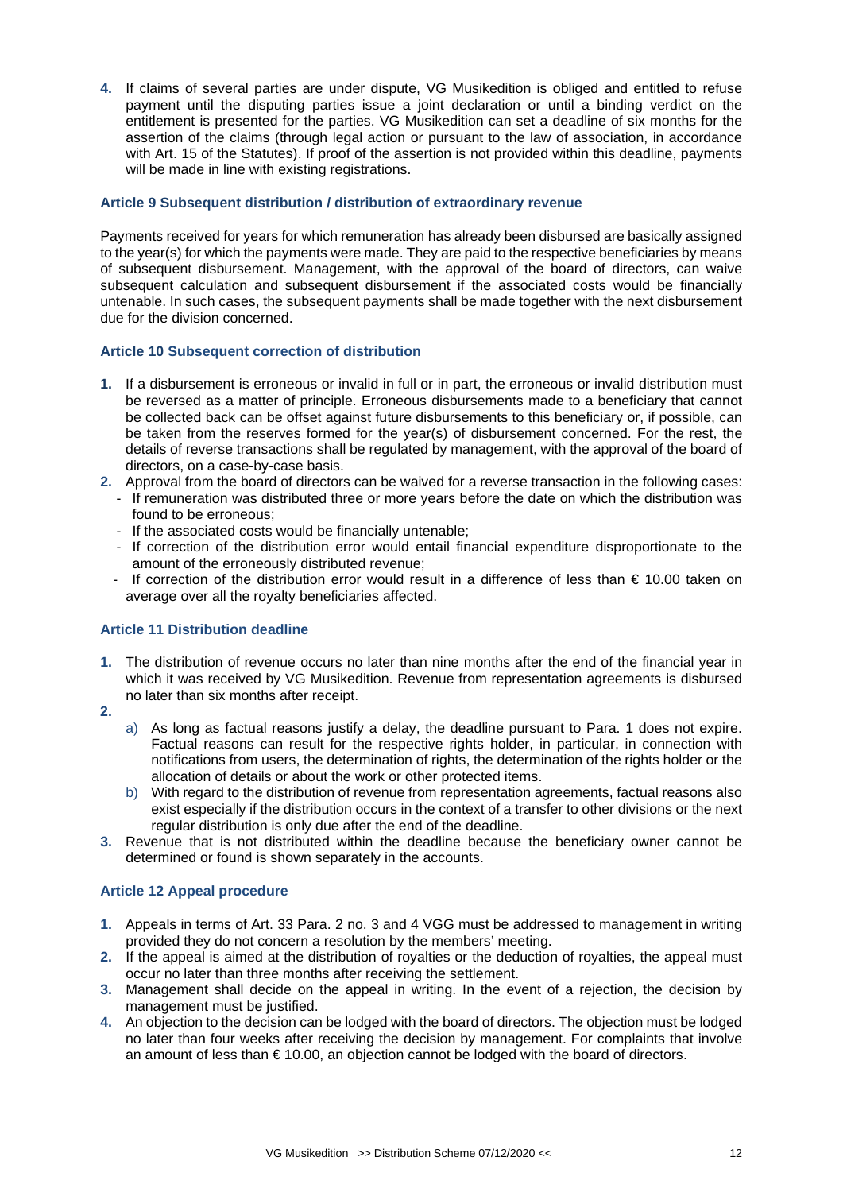4. If claims of several parties are under dispute, VG Musikedition is obliged and entitled to refuse payment until the disputing parties issue a joint declaration or until a binding verdict on the entitlement is presented for the parties. VG Musikedition can set a deadline of six months for the assertion of the claims (through legal action or pursuant to the law of association, in accordance with Art. 15 of the Statutes). If proof of the assertion is not provided within this deadline, payments will be made in line with existing registrations.

### Article 9 Subsequent distribution / distribution of extraordinary revenue

Payments received for years for which remuneration has already been disbursed are basically assigned to the year(s) for which the payments were made. They are paid to the respective beneficiaries by means of subsequent disbursement. Management, with the approval of the board of directors, can waive subsequent calculation and subsequent disbursement if the associated costs would be financially untenable. In such cases, the subsequent payments shall be made together with the next disbursement due for the division concerned.

### Article 10 Subsequent correction of distribution

1. If a disbursement is erroneous or invalid in full or in part, the erroneous or invalid distribution must be reversed as a matter of principle. Erroneous disbursements made to a beneficiary that cannot be collected back can be offset against future disbursements to this beneficiary or, if possible, can be taken from the reserves formed for the year(s) of disbursement concerned. For the rest, the details of reverse transactions shall be regulated by management, with the approval of the board of directors, on a case-by-case basis.
2. Approval from the board of directors can be waived for a reverse transaction in the following cases:
   - If remuneration was distributed three or more years before the date on which the distribution was found to be erroneous;
   - If the associated costs would be financially untenable;
   - If correction of the distribution error would entail financial expenditure disproportionate to the amount of the erroneously distributed revenue;
   - If correction of the distribution error would result in a difference of less than € 10.00 taken on average over all the royalty beneficiaries affected.

### Article 11 Distribution deadline

1. The distribution of revenue occurs no later than nine months after the end of the financial year in which it was received by VG Musikedition. Revenue from representation agreements is disbursed no later than six months after receipt.
2.
   a) As long as factual reasons justify a delay, the deadline pursuant to Para. 1 does not expire. Factual reasons can result for the respective rights holder, in particular, in connection with notifications from users, the determination of rights, the determination of the rights holder or the allocation of details or about the work or other protected items.
   b) With regard to the distribution of revenue from representation agreements, factual reasons also exist especially if the distribution occurs in the context of a transfer to other divisions or the next regular distribution is only due after the end of the deadline.
3. Revenue that is not distributed within the deadline because the beneficiary owner cannot be determined or found is shown separately in the accounts.

### Article 12 Appeal procedure

1. Appeals in terms of Art. 33 Para. 2 no. 3 and 4 VGG must be addressed to management in writing provided they do not concern a resolution by the members' meeting.
2. If the appeal is aimed at the distribution of royalties or the deduction of royalties, the appeal must occur no later than three months after receiving the settlement.
3. Management shall decide on the appeal in writing. In the event of a rejection, the decision by management must be justified.
4. An objection to the decision can be lodged with the board of directors. The objection must be lodged no later than four weeks after receiving the decision by management. For complaints that involve an amount of less than € 10.00, an objection cannot be lodged with the board of directors.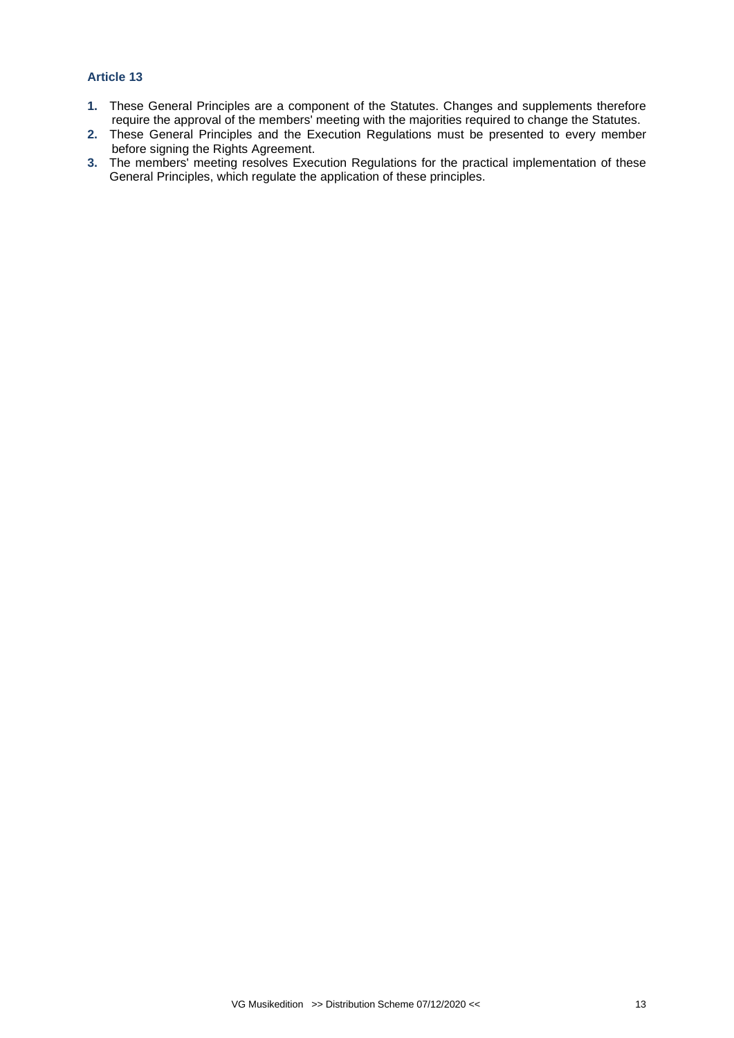### Article 13

1. These General Principles are a component of the Statutes. Changes and supplements therefore require the approval of the members' meeting with the majorities required to change the Statutes.
2. These General Principles and the Execution Regulations must be presented to every member before signing the Rights Agreement.
3. The members' meeting resolves Execution Regulations for the practical implementation of these General Principles, which regulate the application of these principles.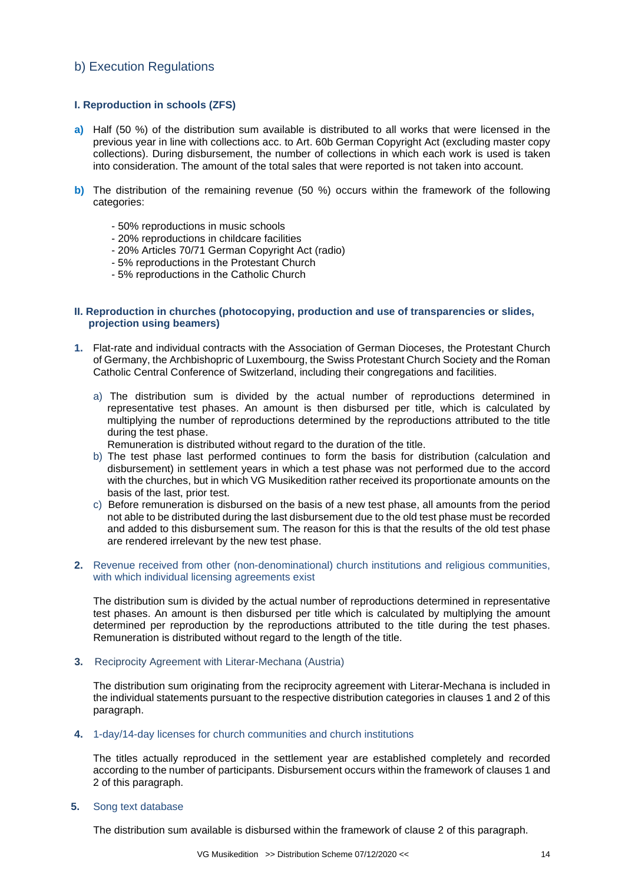## b) Execution Regulations

### I. Reproduction in schools (ZFS)

**a)** Half (50 %) of the distribution sum available is distributed to all works that were licensed in the previous year in line with collections acc. to Art. 60b German Copyright Act (excluding master copy collections). During disbursement, the number of collections in which each work is used is taken into consideration. The amount of the total sales that were reported is not taken into account.

**b)** The distribution of the remaining revenue (50 %) occurs within the framework of the following categories:

- 50% reproductions in music schools
- 20% reproductions in childcare facilities
- 20% Articles 70/71 German Copyright Act (radio)
- 5% reproductions in the Protestant Church
- 5% reproductions in the Catholic Church

### II. Reproduction in churches (photocopying, production and use of transparencies or slides, projection using beamers)

**1.** Flat-rate and individual contracts with the Association of German Dioceses, the Protestant Church of Germany, the Archbishopric of Luxembourg, the Swiss Protestant Church Society and the Roman Catholic Central Conference of Switzerland, including their congregations and facilities.

a) The distribution sum is divided by the actual number of reproductions determined in representative test phases. An amount is then disbursed per title, which is calculated by multiplying the number of reproductions determined by the reproductions attributed to the title during the test phase.
Remuneration is distributed without regard to the duration of the title.

b) The test phase last performed continues to form the basis for distribution (calculation and disbursement) in settlement years in which a test phase was not performed due to the accord with the churches, but in which VG Musikedition rather received its proportionate amounts on the basis of the last, prior test.

c) Before remuneration is disbursed on the basis of a new test phase, all amounts from the period not able to be distributed during the last disbursement due to the old test phase must be recorded and added to this disbursement sum. The reason for this is that the results of the old test phase are rendered irrelevant by the new test phase.

**2.** Revenue received from other (non-denominational) church institutions and religious communities, with which individual licensing agreements exist

The distribution sum is divided by the actual number of reproductions determined in representative test phases. An amount is then disbursed per title which is calculated by multiplying the amount determined per reproduction by the reproductions attributed to the title during the test phases. Remuneration is distributed without regard to the length of the title.

**3.** Reciprocity Agreement with Literar-Mechana (Austria)

The distribution sum originating from the reciprocity agreement with Literar-Mechana is included in the individual statements pursuant to the respective distribution categories in clauses 1 and 2 of this paragraph.

**4.** 1-day/14-day licenses for church communities and church institutions

The titles actually reproduced in the settlement year are established completely and recorded according to the number of participants. Disbursement occurs within the framework of clauses 1 and 2 of this paragraph.

**5.** Song text database

The distribution sum available is disbursed within the framework of clause 2 of this paragraph.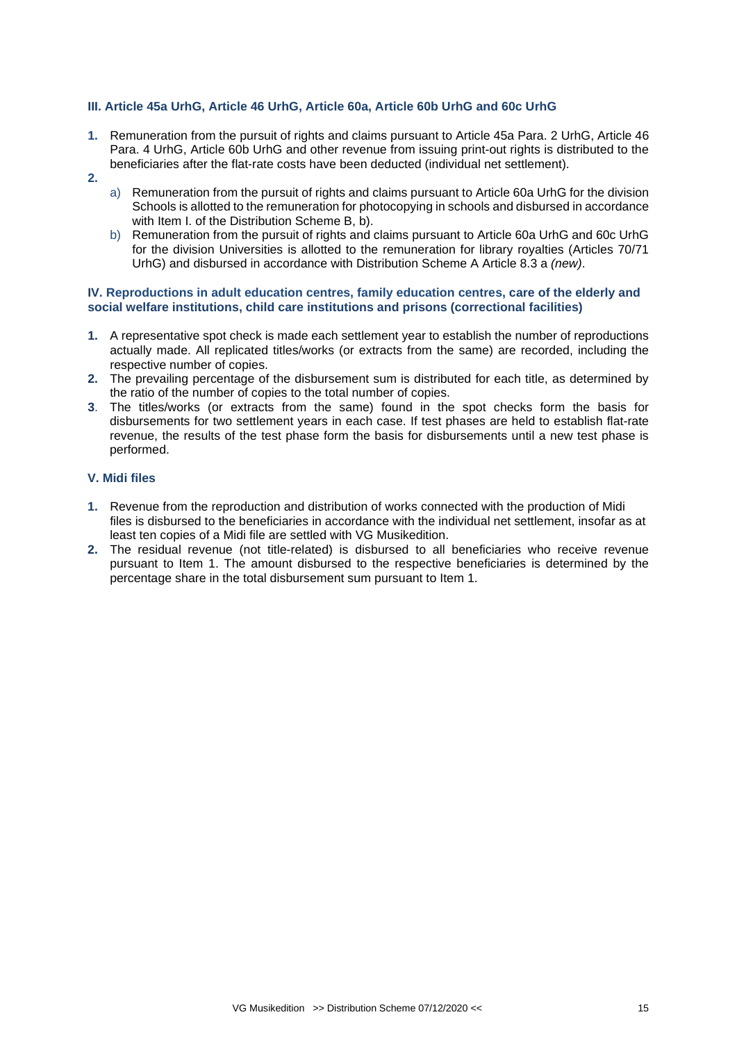### III. Article 45a UrhG, Article 46 UrhG, Article 60a, Article 60b UrhG and 60c UrhG

1. Remuneration from the pursuit of rights and claims pursuant to Article 45a Para. 2 UrhG, Article 46 Para. 4 UrhG, Article 60b UrhG and other revenue from issuing print-out rights is distributed to the beneficiaries after the flat-rate costs have been deducted (individual net settlement).
2. 
   a) Remuneration from the pursuit of rights and claims pursuant to Article 60a UrhG for the division Schools is allotted to the remuneration for photocopying in schools and disbursed in accordance with Item I. of the Distribution Scheme B, b).
   
   b) Remuneration from the pursuit of rights and claims pursuant to Article 60a UrhG and 60c UrhG for the division Universities is allotted to the remuneration for library royalties (Articles 70/71 UrhG) and disbursed in accordance with Distribution Scheme A Article 8.3 a *(new)*.

### IV. Reproductions in adult education centres, family education centres, care of the elderly and social welfare institutions, child care institutions and prisons (correctional facilities)

1. A representative spot check is made each settlement year to establish the number of reproductions actually made. All replicated titles/works (or extracts from the same) are recorded, including the respective number of copies.
2. The prevailing percentage of the disbursement sum is distributed for each title, as determined by the ratio of the number of copies to the total number of copies.
3. The titles/works (or extracts from the same) found in the spot checks form the basis for disbursements for two settlement years in each case. If test phases are held to establish flat-rate revenue, the results of the test phase form the basis for disbursements until a new test phase is performed.

### V. Midi files

1. Revenue from the reproduction and distribution of works connected with the production of Midi files is disbursed to the beneficiaries in accordance with the individual net settlement, insofar as at least ten copies of a Midi file are settled with VG Musikedition.
2. The residual revenue (not title-related) is disbursed to all beneficiaries who receive revenue pursuant to Item 1. The amount disbursed to the respective beneficiaries is determined by the percentage share in the total disbursement sum pursuant to Item 1.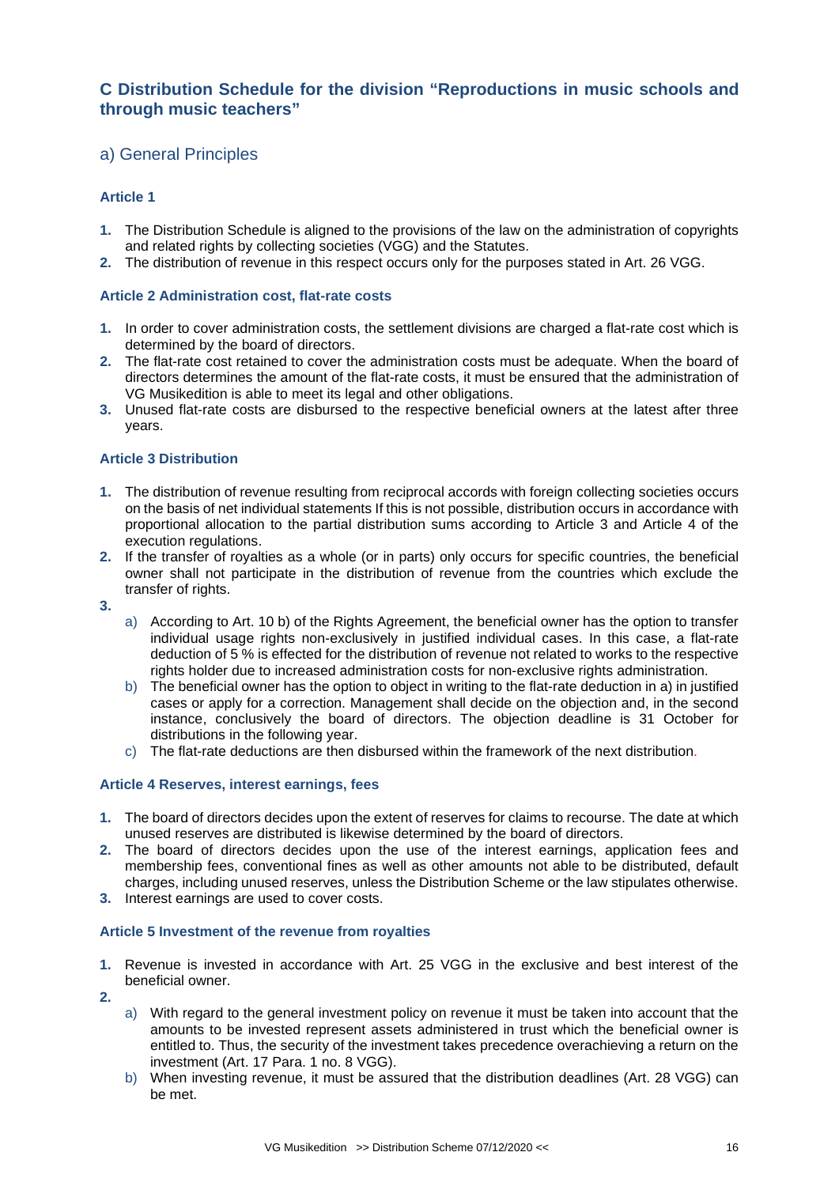## C Distribution Schedule for the division "Reproductions in music schools and through music teachers"

### a) General Principles

#### Article 1

1. The Distribution Schedule is aligned to the provisions of the law on the administration of copyrights and related rights by collecting societies (VGG) and the Statutes.
2. The distribution of revenue in this respect occurs only for the purposes stated in Art. 26 VGG.

#### Article 2 Administration cost, flat-rate costs

1. In order to cover administration costs, the settlement divisions are charged a flat-rate cost which is determined by the board of directors.
2. The flat-rate cost retained to cover the administration costs must be adequate. When the board of directors determines the amount of the flat-rate costs, it must be ensured that the administration of VG Musikedition is able to meet its legal and other obligations.
3. Unused flat-rate costs are disbursed to the respective beneficial owners at the latest after three years.

#### Article 3 Distribution

1. The distribution of revenue resulting from reciprocal accords with foreign collecting societies occurs on the basis of net individual statements If this is not possible, distribution occurs in accordance with proportional allocation to the partial distribution sums according to Article 3 and Article 4 of the execution regulations.
2. If the transfer of royalties as a whole (or in parts) only occurs for specific countries, the beneficial owner shall not participate in the distribution of revenue from the countries which exclude the transfer of rights.
3. 
   a) According to Art. 10 b) of the Rights Agreement, the beneficial owner has the option to transfer individual usage rights non-exclusively in justified individual cases. In this case, a flat-rate deduction of 5 % is effected for the distribution of revenue not related to works to the respective rights holder due to increased administration costs for non-exclusive rights administration.
   b) The beneficial owner has the option to object in writing to the flat-rate deduction in a) in justified cases or apply for a correction. Management shall decide on the objection and, in the second instance, conclusively the board of directors. The objection deadline is 31 October for distributions in the following year.
   c) The flat-rate deductions are then disbursed within the framework of the next distribution.

#### Article 4 Reserves, interest earnings, fees

1. The board of directors decides upon the extent of reserves for claims to recourse. The date at which unused reserves are distributed is likewise determined by the board of directors.
2. The board of directors decides upon the use of the interest earnings, application fees and membership fees, conventional fines as well as other amounts not able to be distributed, default charges, including unused reserves, unless the Distribution Scheme or the law stipulates otherwise.
3. Interest earnings are used to cover costs.

#### Article 5 Investment of the revenue from royalties

1. Revenue is invested in accordance with Art. 25 VGG in the exclusive and best interest of the beneficial owner.
2. 
   a) With regard to the general investment policy on revenue it must be taken into account that the amounts to be invested represent assets administered in trust which the beneficial owner is entitled to. Thus, the security of the investment takes precedence overachieving a return on the investment (Art. 17 Para. 1 no. 8 VGG).
   b) When investing revenue, it must be assured that the distribution deadlines (Art. 28 VGG) can be met.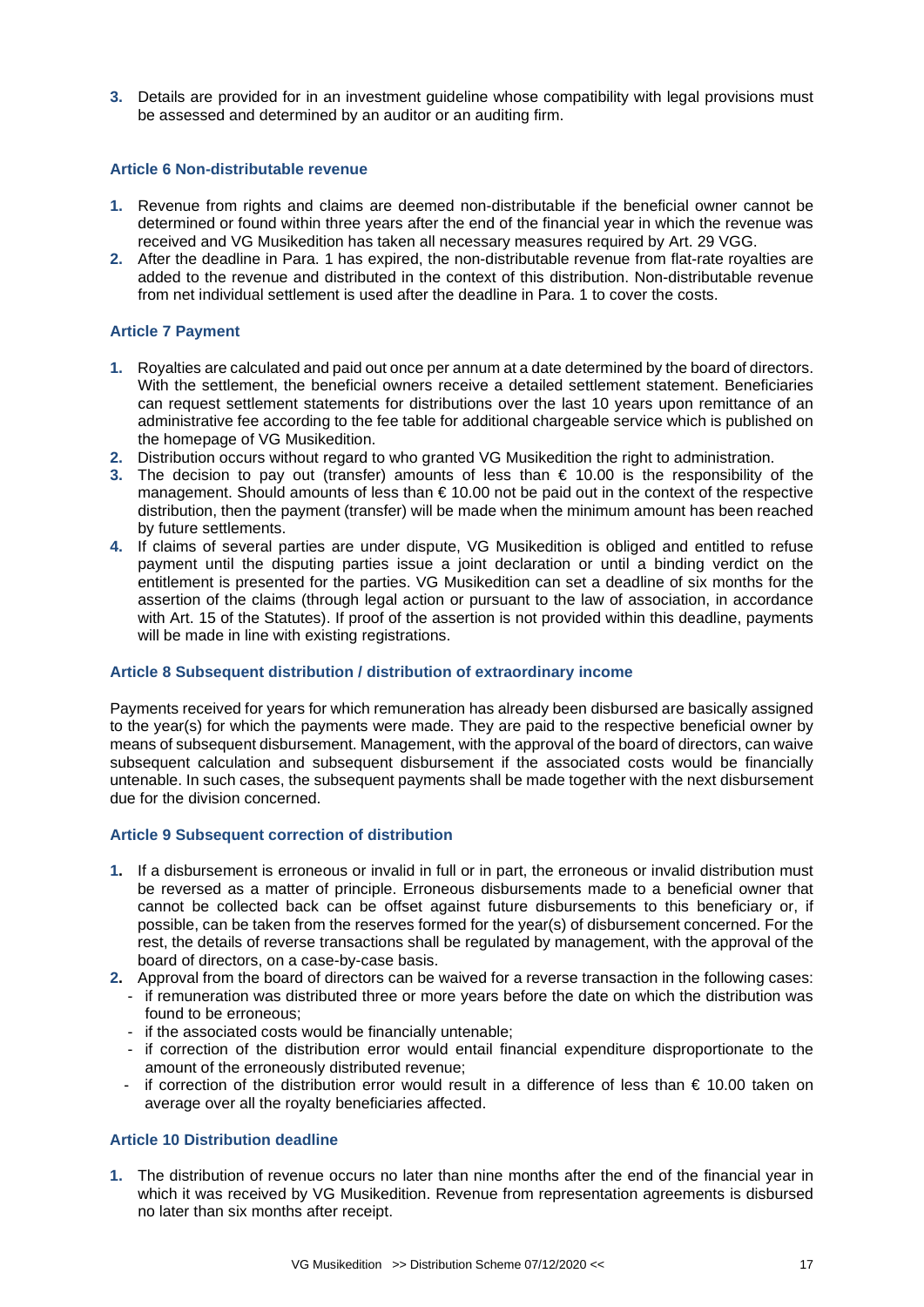3. Details are provided for in an investment guideline whose compatibility with legal provisions must be assessed and determined by an auditor or an auditing firm.

### Article 6 Non-distributable revenue

1. Revenue from rights and claims are deemed non-distributable if the beneficial owner cannot be determined or found within three years after the end of the financial year in which the revenue was received and VG Musikedition has taken all necessary measures required by Art. 29 VGG.
2. After the deadline in Para. 1 has expired, the non-distributable revenue from flat-rate royalties are added to the revenue and distributed in the context of this distribution. Non-distributable revenue from net individual settlement is used after the deadline in Para. 1 to cover the costs.

### Article 7 Payment

1. Royalties are calculated and paid out once per annum at a date determined by the board of directors. With the settlement, the beneficial owners receive a detailed settlement statement. Beneficiaries can request settlement statements for distributions over the last 10 years upon remittance of an administrative fee according to the fee table for additional chargeable service which is published on the homepage of VG Musikedition.
2. Distribution occurs without regard to who granted VG Musikedition the right to administration.
3. The decision to pay out (transfer) amounts of less than € 10.00 is the responsibility of the management. Should amounts of less than € 10.00 not be paid out in the context of the respective distribution, then the payment (transfer) will be made when the minimum amount has been reached by future settlements.
4. If claims of several parties are under dispute, VG Musikedition is obliged and entitled to refuse payment until the disputing parties issue a joint declaration or until a binding verdict on the entitlement is presented for the parties. VG Musikedition can set a deadline of six months for the assertion of the claims (through legal action or pursuant to the law of association, in accordance with Art. 15 of the Statutes). If proof of the assertion is not provided within this deadline, payments will be made in line with existing registrations.

### Article 8 Subsequent distribution / distribution of extraordinary income

Payments received for years for which remuneration has already been disbursed are basically assigned to the year(s) for which the payments were made. They are paid to the respective beneficial owner by means of subsequent disbursement. Management, with the approval of the board of directors, can waive subsequent calculation and subsequent disbursement if the associated costs would be financially untenable. In such cases, the subsequent payments shall be made together with the next disbursement due for the division concerned.

### Article 9 Subsequent correction of distribution

1. If a disbursement is erroneous or invalid in full or in part, the erroneous or invalid distribution must be reversed as a matter of principle. Erroneous disbursements made to a beneficial owner that cannot be collected back can be offset against future disbursements to this beneficiary or, if possible, can be taken from the reserves formed for the year(s) of disbursement concerned. For the rest, the details of reverse transactions shall be regulated by management, with the approval of the board of directors, on a case-by-case basis.
2. Approval from the board of directors can be waived for a reverse transaction in the following cases:
   - if remuneration was distributed three or more years before the date on which the distribution was found to be erroneous;
   - if the associated costs would be financially untenable;
   - if correction of the distribution error would entail financial expenditure disproportionate to the amount of the erroneously distributed revenue;
   - if correction of the distribution error would result in a difference of less than € 10.00 taken on average over all the royalty beneficiaries affected.

### Article 10 Distribution deadline

1. The distribution of revenue occurs no later than nine months after the end of the financial year in which it was received by VG Musikedition. Revenue from representation agreements is disbursed no later than six months after receipt.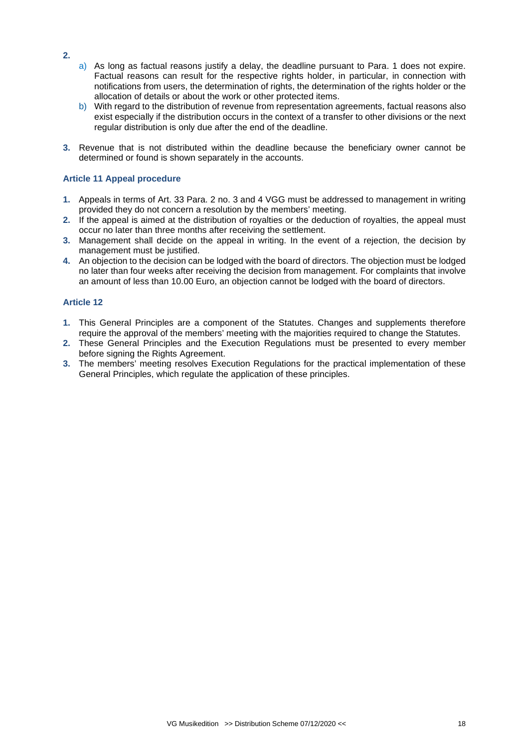2.

   a) As long as factual reasons justify a delay, the deadline pursuant to Para. 1 does not expire. Factual reasons can result for the respective rights holder, in particular, in connection with notifications from users, the determination of rights, the determination of the rights holder or the allocation of details or about the work or other protected items.

   b) With regard to the distribution of revenue from representation agreements, factual reasons also exist especially if the distribution occurs in the context of a transfer to other divisions or the next regular distribution is only due after the end of the deadline.

3. Revenue that is not distributed within the deadline because the beneficiary owner cannot be determined or found is shown separately in the accounts.

### Article 11 Appeal procedure

1. Appeals in terms of Art. 33 Para. 2 no. 3 and 4 VGG must be addressed to management in writing provided they do not concern a resolution by the members' meeting.
2. If the appeal is aimed at the distribution of royalties or the deduction of royalties, the appeal must occur no later than three months after receiving the settlement.
3. Management shall decide on the appeal in writing. In the event of a rejection, the decision by management must be justified.
4. An objection to the decision can be lodged with the board of directors. The objection must be lodged no later than four weeks after receiving the decision from management. For complaints that involve an amount of less than 10.00 Euro, an objection cannot be lodged with the board of directors.

### Article 12

1. This General Principles are a component of the Statutes. Changes and supplements therefore require the approval of the members' meeting with the majorities required to change the Statutes.
2. These General Principles and the Execution Regulations must be presented to every member before signing the Rights Agreement.
3. The members' meeting resolves Execution Regulations for the practical implementation of these General Principles, which regulate the application of these principles.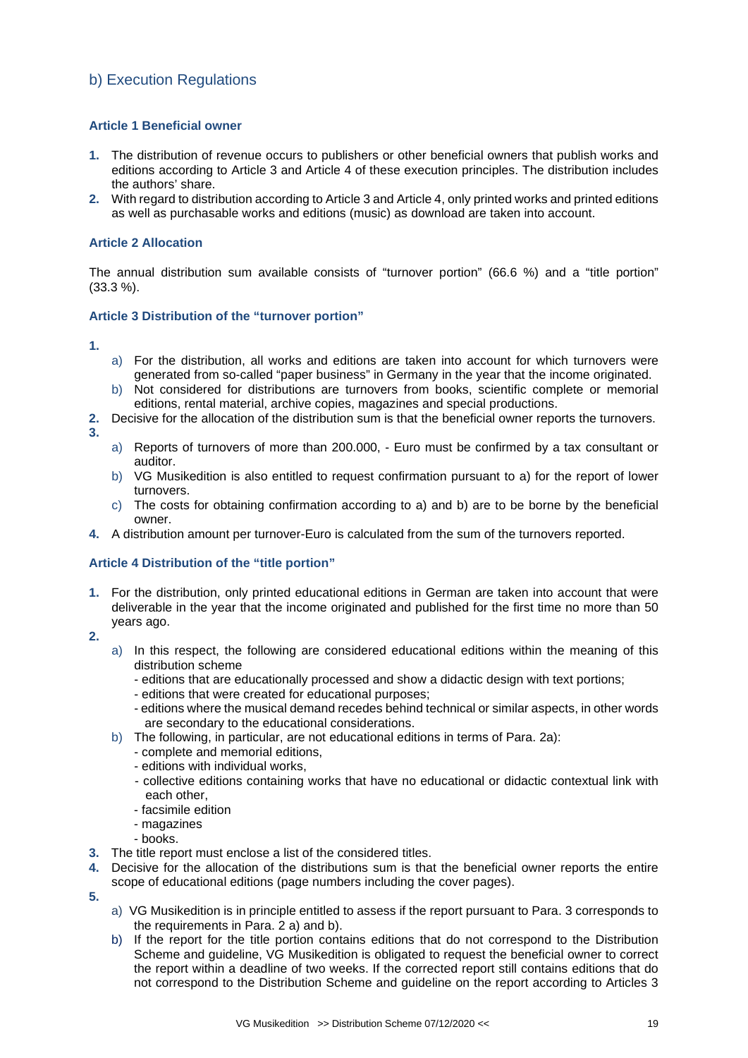## b) Execution Regulations

### Article 1 Beneficial owner

1. The distribution of revenue occurs to publishers or other beneficial owners that publish works and editions according to Article 3 and Article 4 of these execution principles. The distribution includes the authors' share.
2. With regard to distribution according to Article 3 and Article 4, only printed works and printed editions as well as purchasable works and editions (music) as download are taken into account.

### Article 2 Allocation

The annual distribution sum available consists of "turnover portion" (66.6 %) and a "title portion" (33.3 %).

### Article 3 Distribution of the "turnover portion"

1.
   a) For the distribution, all works and editions are taken into account for which turnovers were generated from so-called "paper business" in Germany in the year that the income originated.
   b) Not considered for distributions are turnovers from books, scientific complete or memorial editions, rental material, archive copies, magazines and special productions.
2. Decisive for the allocation of the distribution sum is that the beneficial owner reports the turnovers.
3.
   a) Reports of turnovers of more than 200.000, - Euro must be confirmed by a tax consultant or auditor.
   b) VG Musikedition is also entitled to request confirmation pursuant to a) for the report of lower turnovers.
   c) The costs for obtaining confirmation according to a) and b) are to be borne by the beneficial owner.
4. A distribution amount per turnover-Euro is calculated from the sum of the turnovers reported.

### Article 4 Distribution of the "title portion"

1. For the distribution, only printed educational editions in German are taken into account that were deliverable in the year that the income originated and published for the first time no more than 50 years ago.
2.
   a) In this respect, the following are considered educational editions within the meaning of this distribution scheme
      - editions that are educationally processed and show a didactic design with text portions;
      - editions that were created for educational purposes;
      - editions where the musical demand recedes behind technical or similar aspects, in other words are secondary to the educational considerations.
   b) The following, in particular, are not educational editions in terms of Para. 2a):
      - complete and memorial editions,
      - editions with individual works,
      - collective editions containing works that have no educational or didactic contextual link with each other,
      - facsimile edition
      - magazines
      - books.
3. The title report must enclose a list of the considered titles.
4. Decisive for the allocation of the distributions sum is that the beneficial owner reports the entire scope of educational editions (page numbers including the cover pages).
5.
   a) VG Musikedition is in principle entitled to assess if the report pursuant to Para. 3 corresponds to the requirements in Para. 2 a) and b).
   b) If the report for the title portion contains editions that do not correspond to the Distribution Scheme and guideline, VG Musikedition is obligated to request the beneficial owner to correct the report within a deadline of two weeks. If the corrected report still contains editions that do not correspond to the Distribution Scheme and guideline on the report according to Articles 3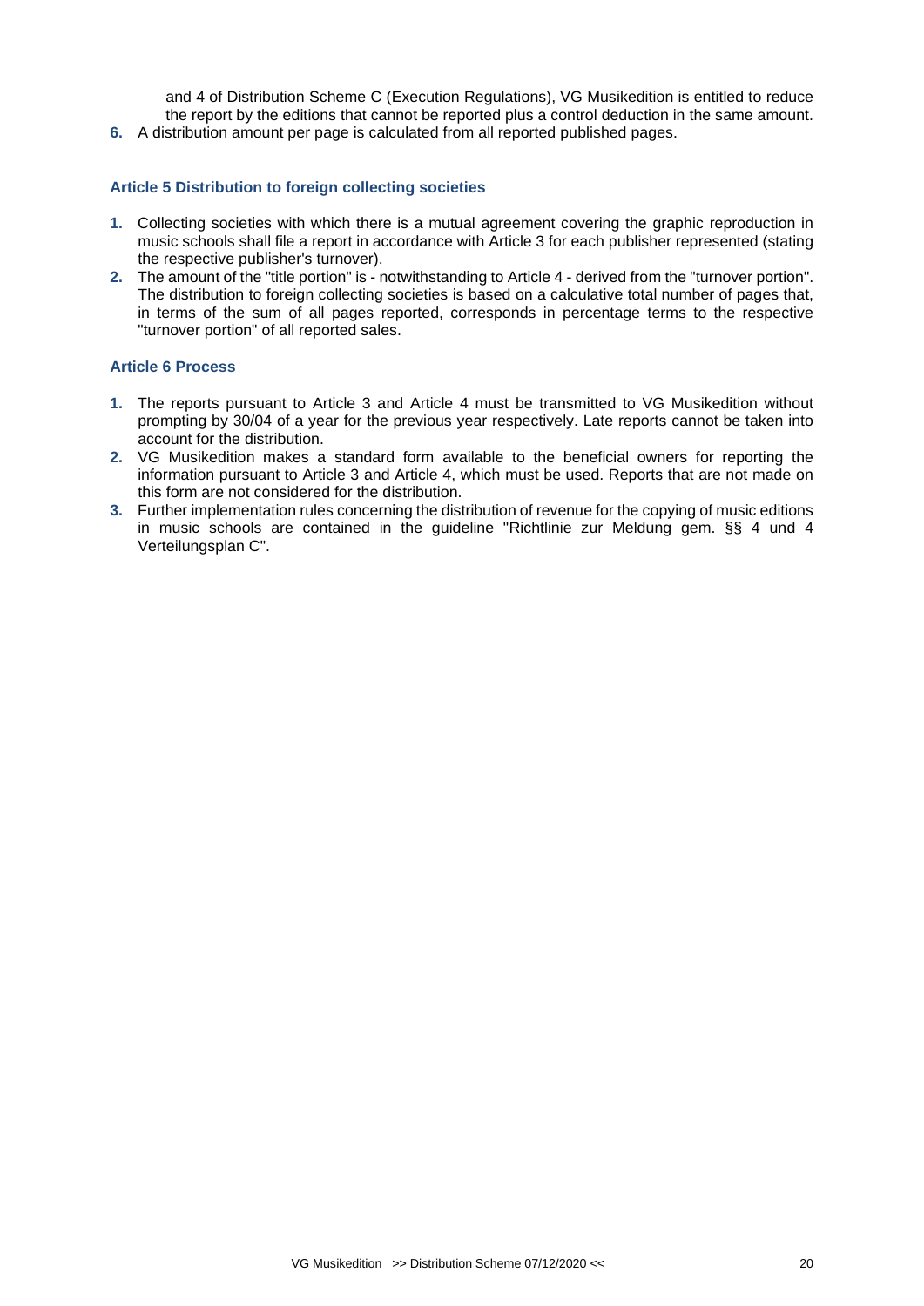and 4 of Distribution Scheme C (Execution Regulations), VG Musikedition is entitled to reduce the report by the editions that cannot be reported plus a control deduction in the same amount.

6. A distribution amount per page is calculated from all reported published pages.

### Article 5 Distribution to foreign collecting societies

1. Collecting societies with which there is a mutual agreement covering the graphic reproduction in music schools shall file a report in accordance with Article 3 for each publisher represented (stating the respective publisher's turnover).
2. The amount of the "title portion" is - notwithstanding to Article 4 - derived from the "turnover portion". The distribution to foreign collecting societies is based on a calculative total number of pages that, in terms of the sum of all pages reported, corresponds in percentage terms to the respective "turnover portion" of all reported sales.

### Article 6 Process

1. The reports pursuant to Article 3 and Article 4 must be transmitted to VG Musikedition without prompting by 30/04 of a year for the previous year respectively. Late reports cannot be taken into account for the distribution.
2. VG Musikedition makes a standard form available to the beneficial owners for reporting the information pursuant to Article 3 and Article 4, which must be used. Reports that are not made on this form are not considered for the distribution.
3. Further implementation rules concerning the distribution of revenue for the copying of music editions in music schools are contained in the guideline "Richtlinie zur Meldung gem. §§ 4 und 4 Verteilungsplan C".